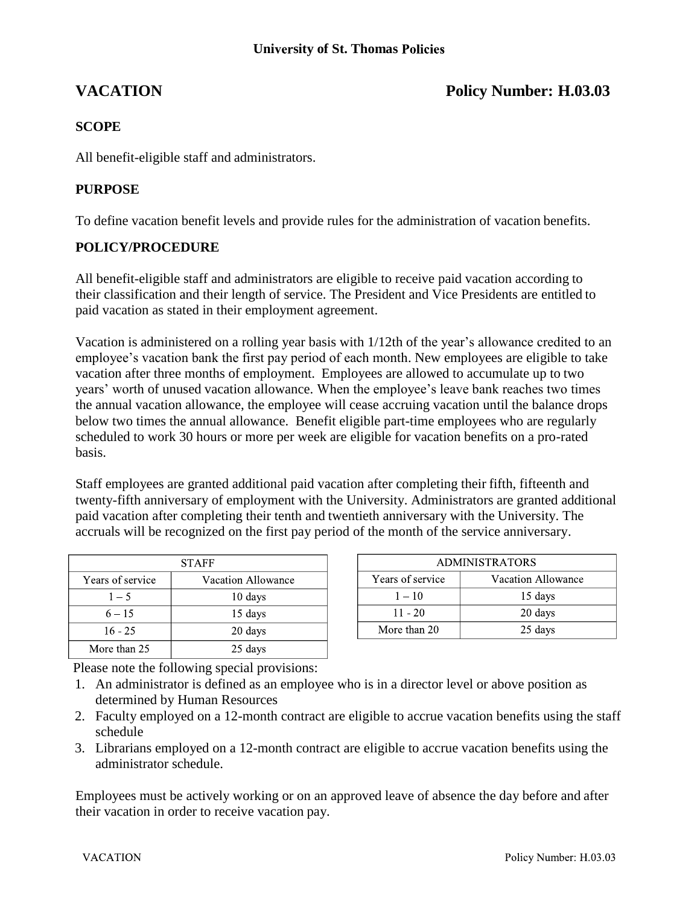University of St. Thomas Policies

# VACATION

**Policy Number: H.03.03**

## SCOPE

All benefit-eligible staff and administrators.

## PURPOSE

To define vacation benefit levels and provide rules for the administration of vacation benefits.

## POLICY/PROCEDURE

All benefit-eligible staff and administrators are eligible to receive paid vacation according to their classification and their length of service. The President and Vice Presidents are entitled to paid vacation as stated in their employment agreement.

Vacation is administered on a rolling year basis with 1/12th of the year's allowance credited to an employee's vacation bank the first pay period of each month. New employees are eligible to take vacation after three months of employment. Employees are allowed to accumulate up to two years' worth of unused vacation allowance. When the employee's leave bank reaches two times the annual vacation allowance, the employee will cease accruing vacation until the balance drops below two times the annual allowance. Benefit eligible part-time employees who are regularly scheduled to work 30 hours or more per week are eligible for vacation benefits on a pro-rated basis.

Staff employees are granted additional paid vacation after completing their fifth, fifteenth and twenty-fifth anniversary of employment with the University. Administrators are granted additional paid vacation after completing their tenth and twentieth anniversary with the University. The accruals will be recognized on the first pay period of the month of the service anniversary.

| STAFF | |
|---|---|
| Years of service | Vacation Allowance |
| 1 – 5 | 10 days |
| 6 – 15 | 15 days |
| 16 - 25 | 20 days |
| More than 25 | 25 days |

| ADMINISTRATORS | |
|---|---|
| Years of service | Vacation Allowance |
| 1 – 10 | 15 days |
| 11 - 20 | 20 days |
| More than 20 | 25 days |

Please note the following special provisions:

1. An administrator is defined as an employee who is in a director level or above position as determined by Human Resources
2. Faculty employed on a 12-month contract are eligible to accrue vacation benefits using the staff schedule
3. Librarians employed on a 12-month contract are eligible to accrue vacation benefits using the administrator schedule.

Employees must be actively working or on an approved leave of absence the day before and after their vacation in order to receive vacation pay.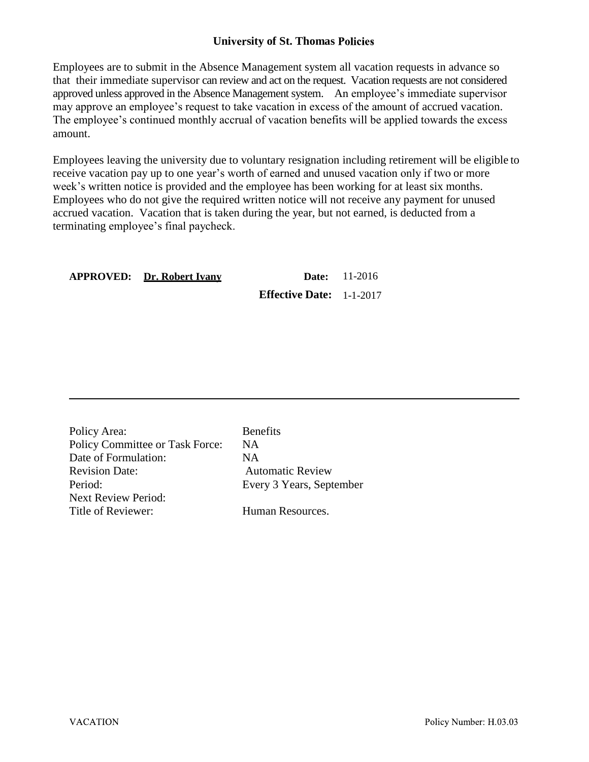**University of St. Thomas Policies**

Employees are to submit in the Absence Management system all vacation requests in advance so that their immediate supervisor can review and act on the request. Vacation requests are not considered approved unless approved in the Absence Management system. An employee's immediate supervisor may approve an employee's request to take vacation in excess of the amount of accrued vacation. The employee's continued monthly accrual of vacation benefits will be applied towards the excess amount.

Employees leaving the university due to voluntary resignation including retirement will be eligible to receive vacation pay up to one year's worth of earned and unused vacation only if two or more week's written notice is provided and the employee has been working for at least six months. Employees who do not give the required written notice will not receive any payment for unused accrued vacation. Vacation that is taken during the year, but not earned, is deducted from a terminating employee's final paycheck.

**APPROVED:** **Dr. Robert Ivany** **Date:** 11-2016

**Effective Date:** 1-1-2017

---

| | |
|---|---|
| Policy Area: | Benefits |
| Policy Committee or Task Force: | NA |
| Date of Formulation: | NA |
| Revision Date: | Automatic Review |
| Period: | Every 3 Years, September |
| Next Review Period: | |
| Title of Reviewer: | Human Resources. |

VACATION Policy Number: H.03.03